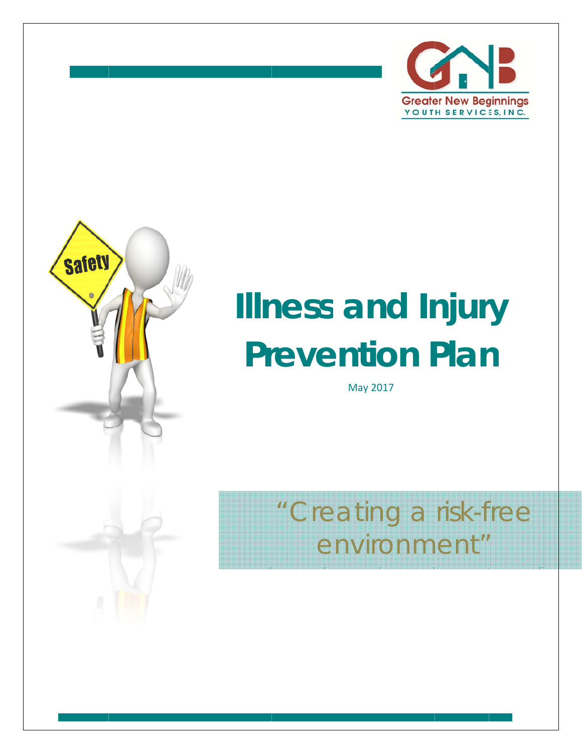Greater New Beginnings
YOUTH SERVICES, INC.

# Illness and Injury Prevention Plan

May 2017

"Creating a risk-free environment"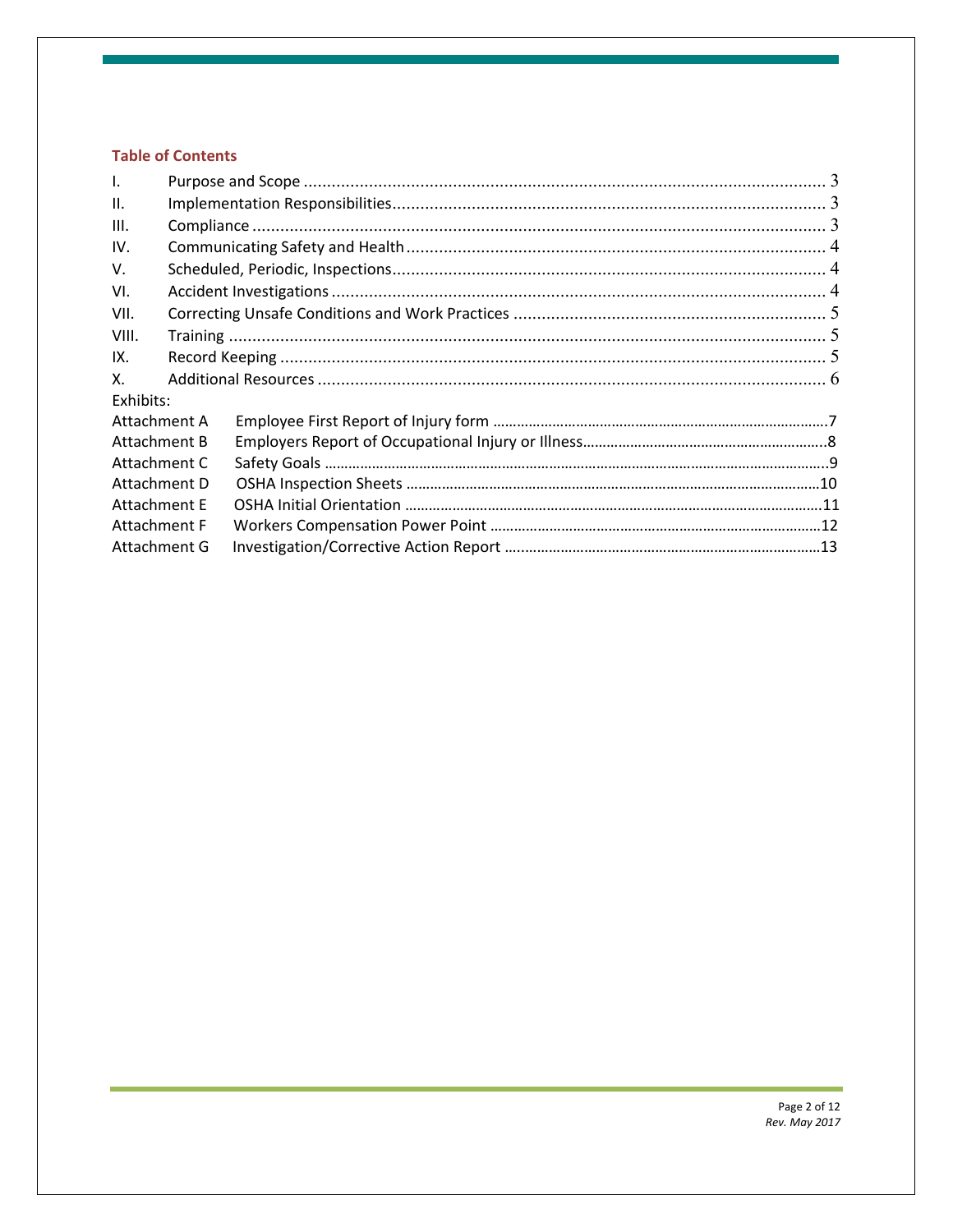## Table of Contents

I. Purpose and Scope ............................................................................................................ 3
II. Implementation Responsibilities ......................................................................................... 3
III. Compliance ....................................................................................................................... 3
IV. Communicating Safety and Health ...................................................................................... 4
V. Scheduled, Periodic, Inspections ......................................................................................... 4
VI. Accident Investigations ...................................................................................................... 4
VII. Correcting Unsafe Conditions and Work Practices ............................................................... 5
VIII. Training ............................................................................................................................ 5
IX. Record Keeping ................................................................................................................. 5
X. Additional Resources .......................................................................................................... 6

Exhibits:

Attachment A Employee First Report of Injury form ...............................................................7
Attachment B Employers Report of Occupational Injury or Illness..........................................8
Attachment C Safety Goals .....................................................................................................9
Attachment D OSHA Inspection Sheets ................................................................................10
Attachment E OSHA Initial Orientation ................................................................................11
Attachment F Workers Compensation Power Point ...............................................................12
Attachment G Investigation/Corrective Action Report ..........................................................13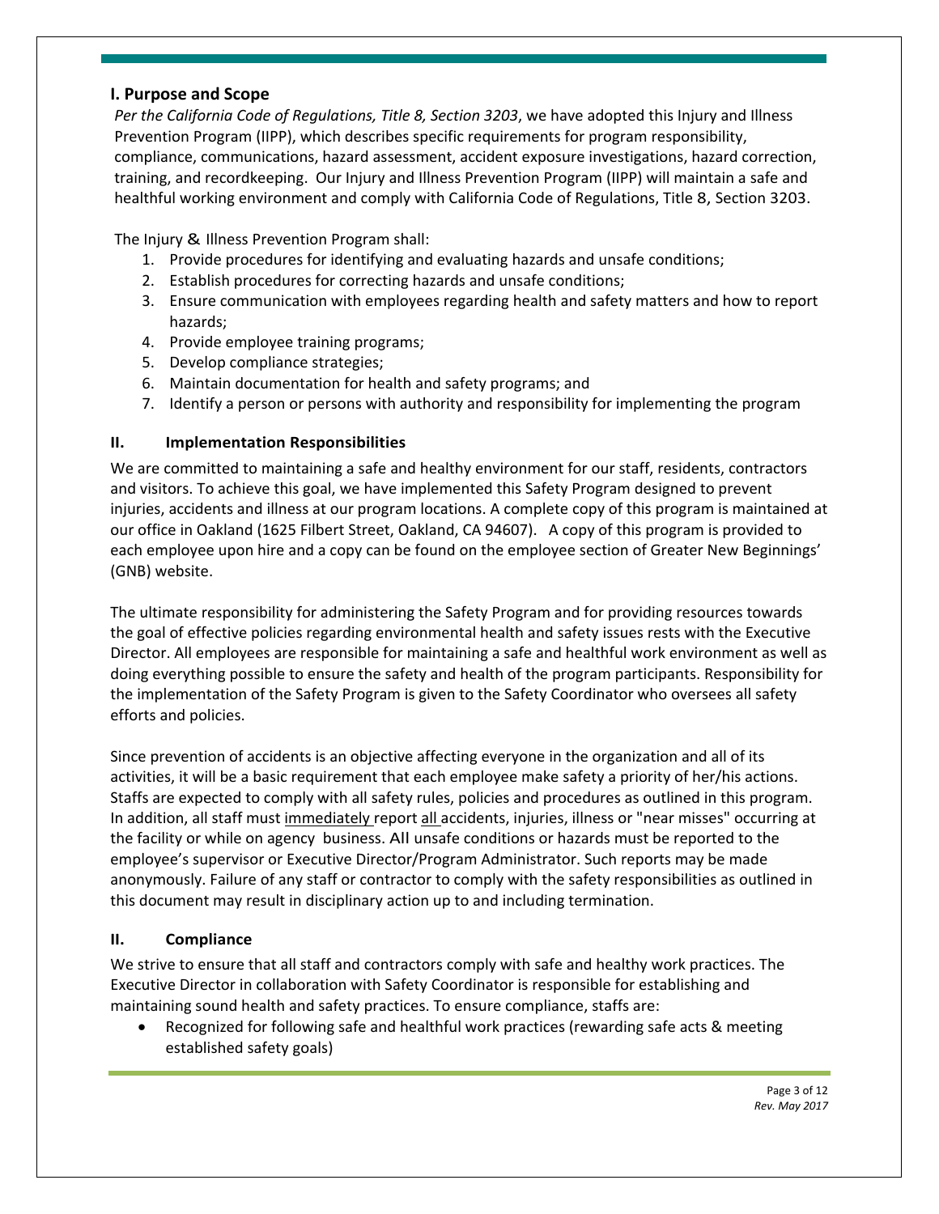## I. Purpose and Scope

*Per the California Code of Regulations, Title 8, Section 3203*, we have adopted this Injury and Illness Prevention Program (IIPP), which describes specific requirements for program responsibility, compliance, communications, hazard assessment, accident exposure investigations, hazard correction, training, and recordkeeping. Our Injury and Illness Prevention Program (IIPP) will maintain a safe and healthful working environment and comply with California Code of Regulations, Title 8, Section 3203.

The Injury & Illness Prevention Program shall:

1. Provide procedures for identifying and evaluating hazards and unsafe conditions;
2. Establish procedures for correcting hazards and unsafe conditions;
3. Ensure communication with employees regarding health and safety matters and how to report hazards;
4. Provide employee training programs;
5. Develop compliance strategies;
6. Maintain documentation for health and safety programs; and
7. Identify a person or persons with authority and responsibility for implementing the program

## II. Implementation Responsibilities

We are committed to maintaining a safe and healthy environment for our staff, residents, contractors and visitors. To achieve this goal, we have implemented this Safety Program designed to prevent injuries, accidents and illness at our program locations. A complete copy of this program is maintained at our office in Oakland (1625 Filbert Street, Oakland, CA 94607). A copy of this program is provided to each employee upon hire and a copy can be found on the employee section of Greater New Beginnings' (GNB) website.

The ultimate responsibility for administering the Safety Program and for providing resources towards the goal of effective policies regarding environmental health and safety issues rests with the Executive Director. All employees are responsible for maintaining a safe and healthful work environment as well as doing everything possible to ensure the safety and health of the program participants. Responsibility for the implementation of the Safety Program is given to the Safety Coordinator who oversees all safety efforts and policies.

Since prevention of accidents is an objective affecting everyone in the organization and all of its activities, it will be a basic requirement that each employee make safety a priority of her/his actions. Staffs are expected to comply with all safety rules, policies and procedures as outlined in this program. In addition, all staff must immediately report all accidents, injuries, illness or "near misses" occurring at the facility or while on agency business. All unsafe conditions or hazards must be reported to the employee's supervisor or Executive Director/Program Administrator. Such reports may be made anonymously. Failure of any staff or contractor to comply with the safety responsibilities as outlined in this document may result in disciplinary action up to and including termination.

## II. Compliance

We strive to ensure that all staff and contractors comply with safe and healthy work practices. The Executive Director in collaboration with Safety Coordinator is responsible for establishing and maintaining sound health and safety practices. To ensure compliance, staffs are:

- Recognized for following safe and healthful work practices (rewarding safe acts & meeting established safety goals)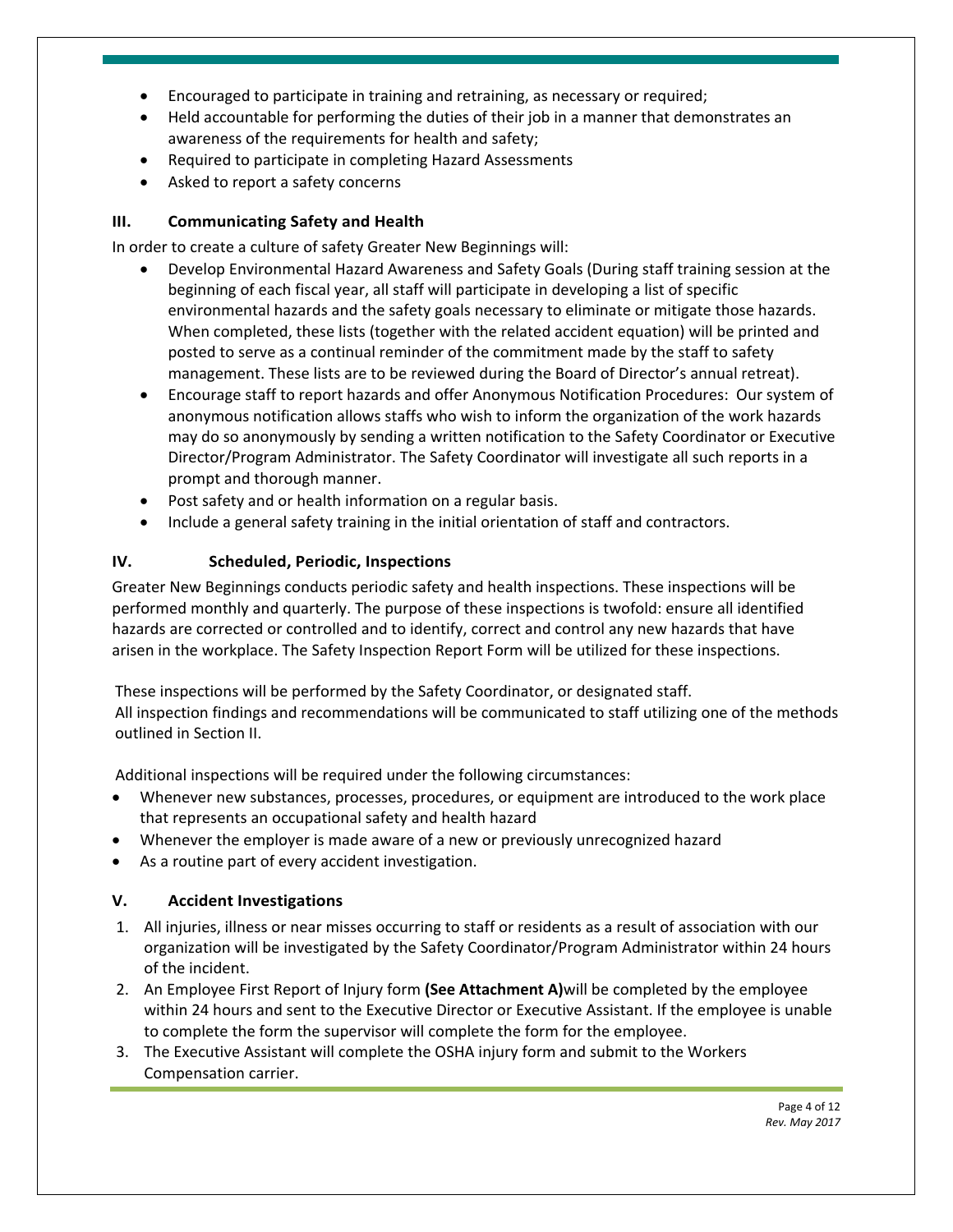- Encouraged to participate in training and retraining, as necessary or required;
- Held accountable for performing the duties of their job in a manner that demonstrates an awareness of the requirements for health and safety;
- Required to participate in completing Hazard Assessments
- Asked to report a safety concerns

### III. Communicating Safety and Health

In order to create a culture of safety Greater New Beginnings will:

- Develop Environmental Hazard Awareness and Safety Goals (During staff training session at the beginning of each fiscal year, all staff will participate in developing a list of specific environmental hazards and the safety goals necessary to eliminate or mitigate those hazards. When completed, these lists (together with the related accident equation) will be printed and posted to serve as a continual reminder of the commitment made by the staff to safety management. These lists are to be reviewed during the Board of Director's annual retreat).
- Encourage staff to report hazards and offer Anonymous Notification Procedures: Our system of anonymous notification allows staffs who wish to inform the organization of the work hazards may do so anonymously by sending a written notification to the Safety Coordinator or Executive Director/Program Administrator. The Safety Coordinator will investigate all such reports in a prompt and thorough manner.
- Post safety and or health information on a regular basis.
- Include a general safety training in the initial orientation of staff and contractors.

### IV. Scheduled, Periodic, Inspections

Greater New Beginnings conducts periodic safety and health inspections. These inspections will be performed monthly and quarterly. The purpose of these inspections is twofold: ensure all identified hazards are corrected or controlled and to identify, correct and control any new hazards that have arisen in the workplace. The Safety Inspection Report Form will be utilized for these inspections.

These inspections will be performed by the Safety Coordinator, or designated staff.
All inspection findings and recommendations will be communicated to staff utilizing one of the methods outlined in Section II.

Additional inspections will be required under the following circumstances:

- Whenever new substances, processes, procedures, or equipment are introduced to the work place that represents an occupational safety and health hazard
- Whenever the employer is made aware of a new or previously unrecognized hazard
- As a routine part of every accident investigation.

### V. Accident Investigations

1. All injuries, illness or near misses occurring to staff or residents as a result of association with our organization will be investigated by the Safety Coordinator/Program Administrator within 24 hours of the incident.
2. An Employee First Report of Injury form **(See Attachment A)** will be completed by the employee within 24 hours and sent to the Executive Director or Executive Assistant. If the employee is unable to complete the form the supervisor will complete the form for the employee.
3. The Executive Assistant will complete the OSHA injury form and submit to the Workers Compensation carrier.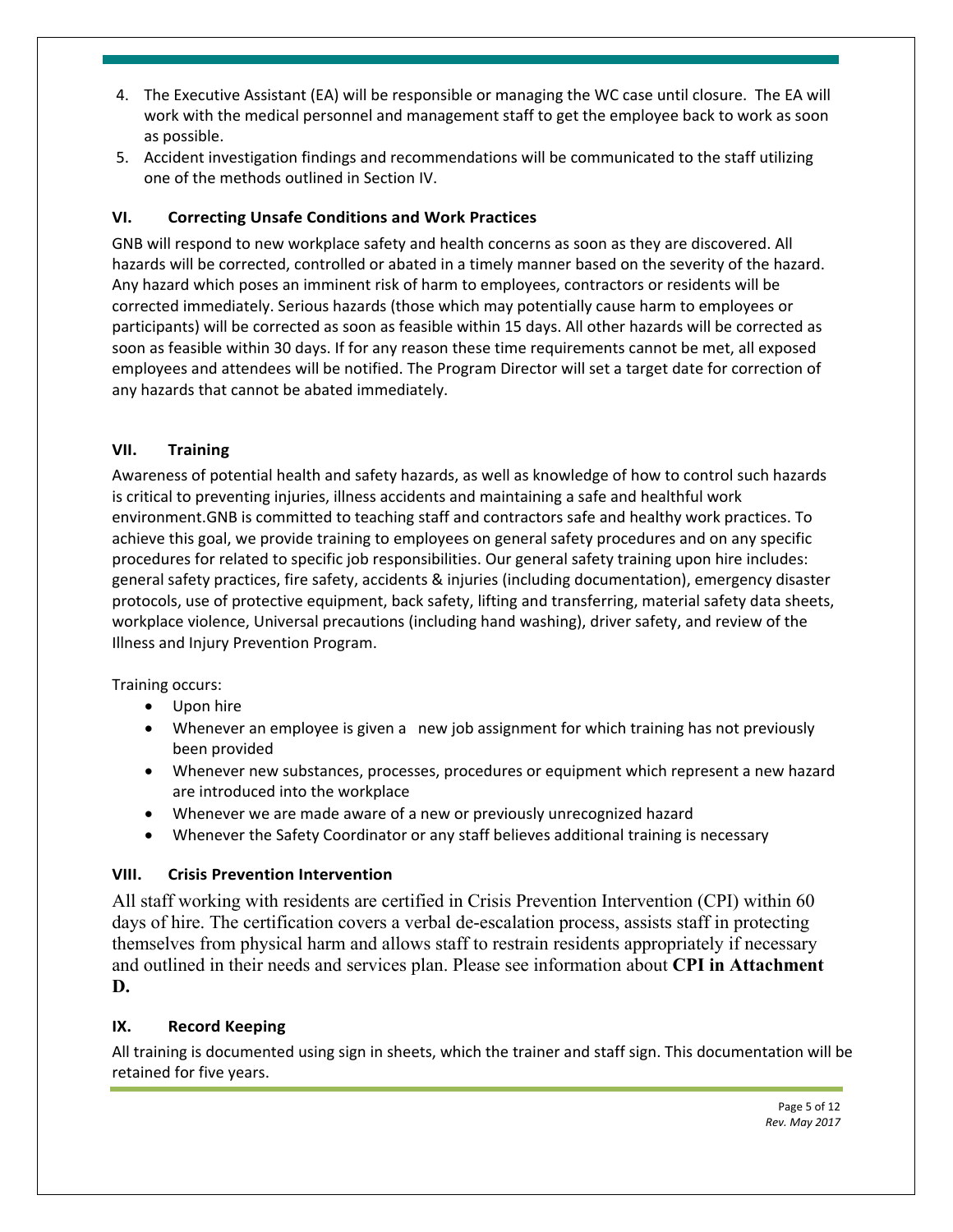4. The Executive Assistant (EA) will be responsible or managing the WC case until closure. The EA will work with the medical personnel and management staff to get the employee back to work as soon as possible.
5. Accident investigation findings and recommendations will be communicated to the staff utilizing one of the methods outlined in Section IV.

### VI. Correcting Unsafe Conditions and Work Practices

GNB will respond to new workplace safety and health concerns as soon as they are discovered. All hazards will be corrected, controlled or abated in a timely manner based on the severity of the hazard. Any hazard which poses an imminent risk of harm to employees, contractors or residents will be corrected immediately. Serious hazards (those which may potentially cause harm to employees or participants) will be corrected as soon as feasible within 15 days. All other hazards will be corrected as soon as feasible within 30 days. If for any reason these time requirements cannot be met, all exposed employees and attendees will be notified. The Program Director will set a target date for correction of any hazards that cannot be abated immediately.

### VII. Training

Awareness of potential health and safety hazards, as well as knowledge of how to control such hazards is critical to preventing injuries, illness accidents and maintaining a safe and healthful work environment.GNB is committed to teaching staff and contractors safe and healthy work practices. To achieve this goal, we provide training to employees on general safety procedures and on any specific procedures for related to specific job responsibilities. Our general safety training upon hire includes: general safety practices, fire safety, accidents & injuries (including documentation), emergency disaster protocols, use of protective equipment, back safety, lifting and transferring, material safety data sheets, workplace violence, Universal precautions (including hand washing), driver safety, and review of the Illness and Injury Prevention Program.

Training occurs:

- Upon hire
- Whenever an employee is given a new job assignment for which training has not previously been provided
- Whenever new substances, processes, procedures or equipment which represent a new hazard are introduced into the workplace
- Whenever we are made aware of a new or previously unrecognized hazard
- Whenever the Safety Coordinator or any staff believes additional training is necessary

### VIII. Crisis Prevention Intervention

All staff working with residents are certified in Crisis Prevention Intervention (CPI) within 60 days of hire. The certification covers a verbal de-escalation process, assists staff in protecting themselves from physical harm and allows staff to restrain residents appropriately if necessary and outlined in their needs and services plan. Please see information about **CPI in Attachment D.**

### IX. Record Keeping

All training is documented using sign in sheets, which the trainer and staff sign. This documentation will be retained for five years.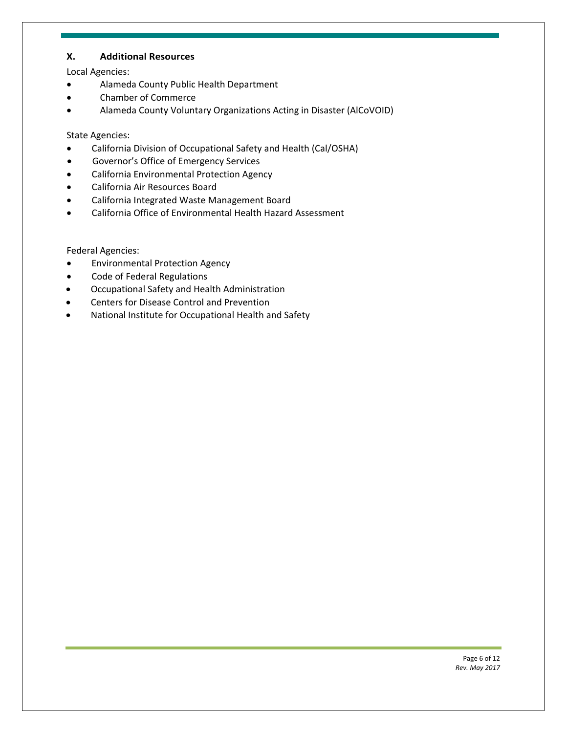## X. Additional Resources

Local Agencies:

- Alameda County Public Health Department
- Chamber of Commerce
- Alameda County Voluntary Organizations Acting in Disaster (AlCoVOID)

State Agencies:

- California Division of Occupational Safety and Health (Cal/OSHA)
- Governor's Office of Emergency Services
- California Environmental Protection Agency
- California Air Resources Board
- California Integrated Waste Management Board
- California Office of Environmental Health Hazard Assessment

Federal Agencies:

- Environmental Protection Agency
- Code of Federal Regulations
- Occupational Safety and Health Administration
- Centers for Disease Control and Prevention
- National Institute for Occupational Health and Safety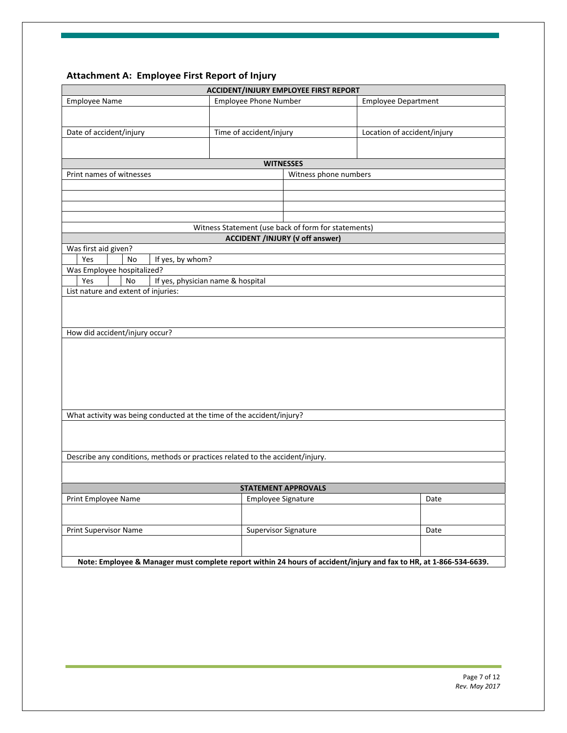## Attachment A: Employee First Report of Injury

**ACCIDENT/INJURY EMPLOYEE FIRST REPORT**

| Employee Name | Employee Phone Number | Employee Department |
|---|---|---|
| | | |
| **Date of accident/injury** | **Time of accident/injury** | **Location of accident/injury** |
| | | |

**WITNESSES**

| Print names of witnesses | Witness phone numbers |
|---|---|
| | |
| | |
| | |
| | |

Witness Statement (use back of form for statements)

**ACCIDENT /INJURY (√ off answer)**

Was first aid given?

| | Yes | | No | If yes, by whom? |
|---|---|---|---|---|

Was Employee hospitalized?

| | Yes | | No | If yes, physician name & hospital |
|---|---|---|---|---|

List nature and extent of injuries:

How did accident/injury occur?

What activity was being conducted at the time of the accident/injury?

Describe any conditions, methods or practices related to the accident/injury.

**STATEMENT APPROVALS**

| Print Employee Name | Employee Signature | Date |
|---|---|---|
| | | |
| **Print Supervisor Name** | **Supervisor Signature** | **Date** |
| | | |

**Note: Employee & Manager must complete report within 24 hours of accident/injury and fax to HR, at 1-866-534-6639.**

*Rev. May 2017*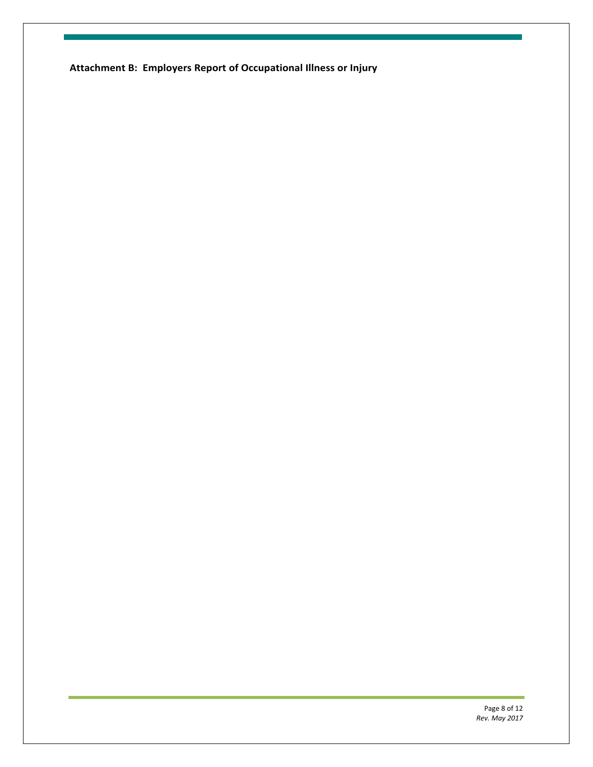**Attachment B: Employers Report of Occupational Illness or Injury**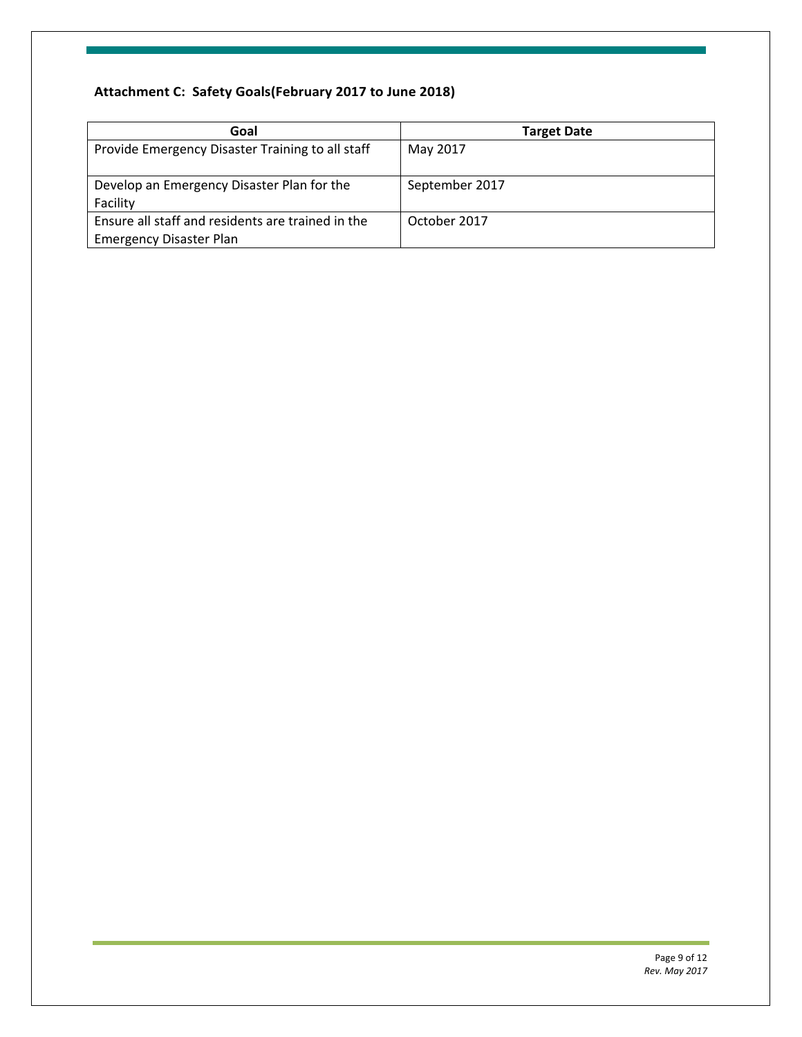**Attachment C: Safety Goals(February 2017 to June 2018)**

| Goal | Target Date |
|---|---|
| Provide Emergency Disaster Training to all staff | May 2017 |
| Develop an Emergency Disaster Plan for the Facility | September 2017 |
| Ensure all staff and residents are trained in the Emergency Disaster Plan | October 2017 |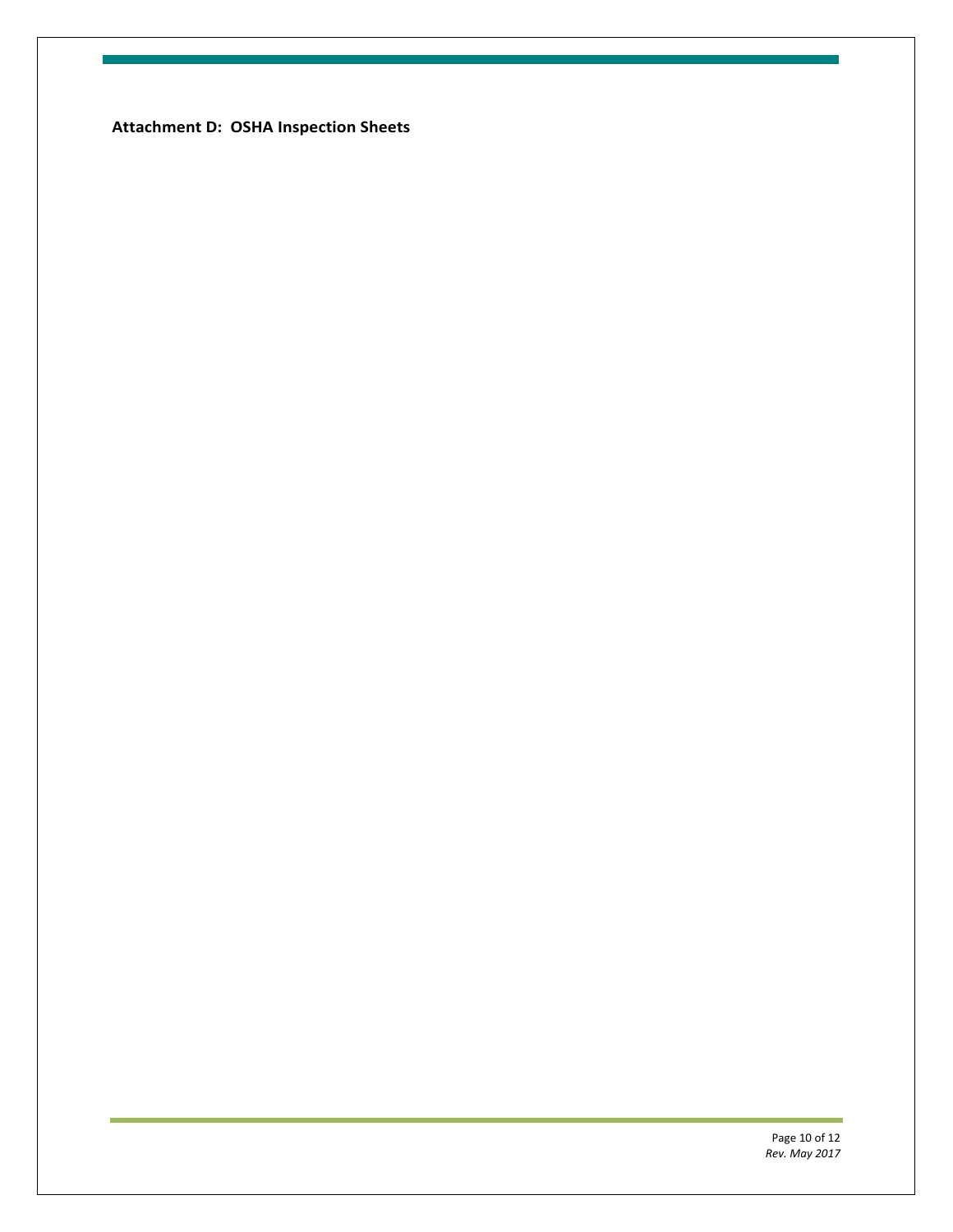**Attachment D: OSHA Inspection Sheets**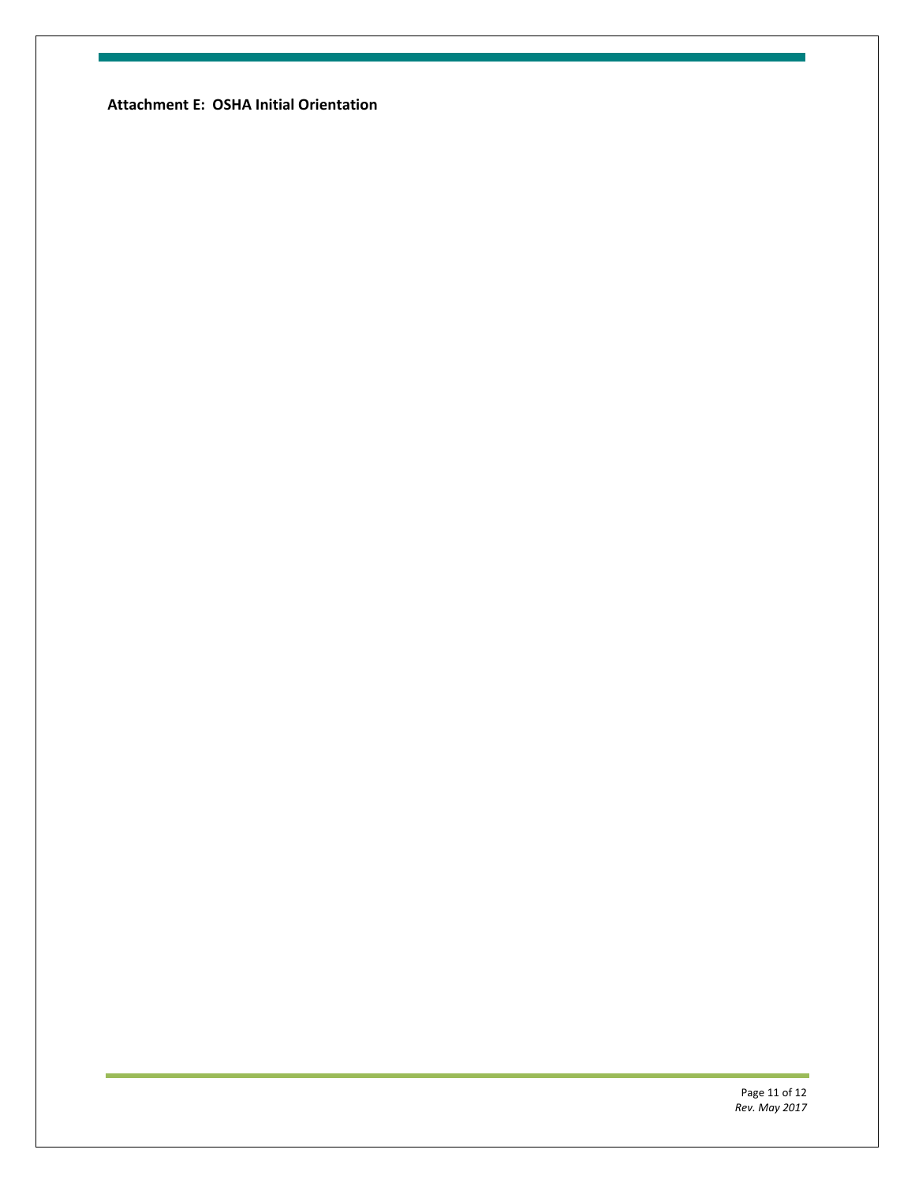**Attachment E: OSHA Initial Orientation**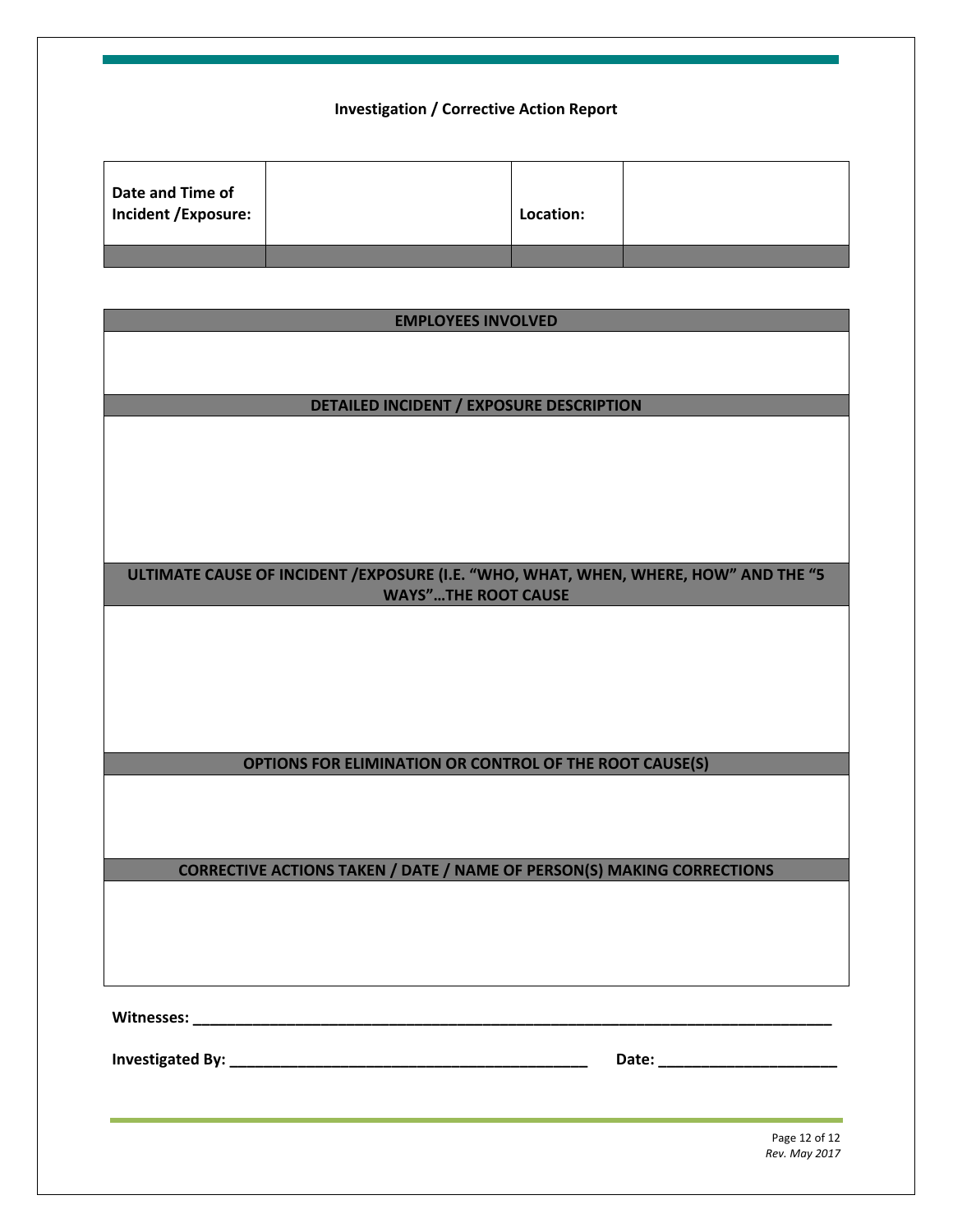## Investigation / Corrective Action Report

| | | | |
|---|---|---|---|
| **Date and Time of Incident /Exposure:** | | **Location:** | |
| | | | |

| **EMPLOYEES INVOLVED** |
|---|
| |
| **DETAILED INCIDENT / EXPOSURE DESCRIPTION** |
| |
| **ULTIMATE CAUSE OF INCIDENT /EXPOSURE (I.E. "WHO, WHAT, WHEN, WHERE, HOW" AND THE "5 WAYS"…THE ROOT CAUSE** |
| |
| **OPTIONS FOR ELIMINATION OR CONTROL OF THE ROOT CAUSE(S)** |
| |
| **CORRECTIVE ACTIONS TAKEN / DATE / NAME OF PERSON(S) MAKING CORRECTIONS** |
| |

**Witnesses:** ___________________________________________________________________________

**Investigated By:** ________________________________________ **Date:** ____________________

*Rev. May 2017*